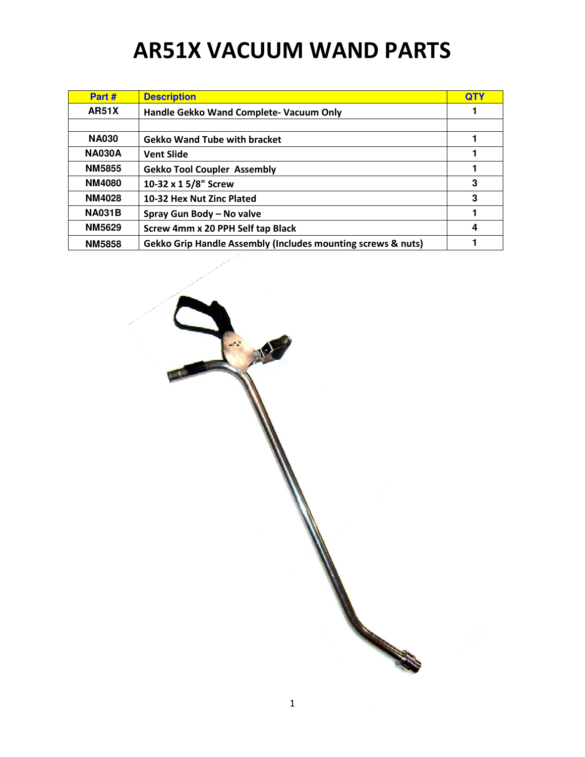# AR51X VACUUM WAND PARTS

| Part # | Description | QTY |
|---|---|---|
| AR51X | Handle Gekko Wand Complete- Vacuum Only | 1 |
| | | |
| NA030 | Gekko Wand Tube with bracket | 1 |
| NA030A | Vent Slide | 1 |
| NM5855 | Gekko Tool Coupler Assembly | 1 |
| NM4080 | 10-32 x 1 5/8" Screw | 3 |
| NM4028 | 10-32 Hex Nut Zinc Plated | 3 |
| NA031B | Spray Gun Body – No valve | 1 |
| NM5629 | Screw 4mm x 20 PPH Self tap Black | 4 |
| NM5858 | Gekko Grip Handle Assembly (Includes mounting screws & nuts) | 1 |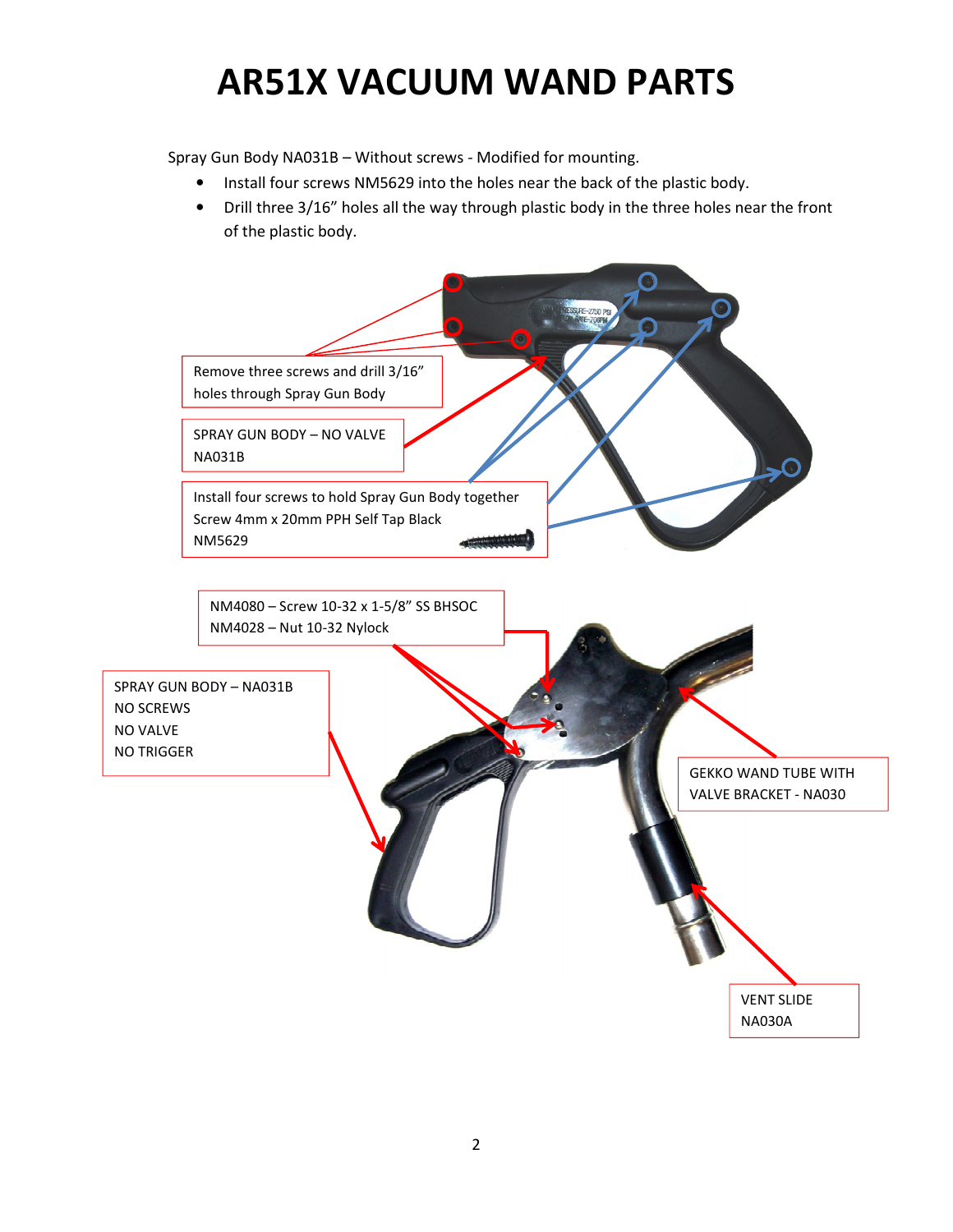# AR51X VACUUM WAND PARTS

Spray Gun Body NA031B – Without screws - Modified for mounting.

- Install four screws NM5629 into the holes near the back of the plastic body.
- Drill three 3/16" holes all the way through plastic body in the three holes near the front of the plastic body.

Remove three screws and drill 3/16" holes through Spray Gun Body

SPRAY GUN BODY – NO VALVE
NA031B

Install four screws to hold Spray Gun Body together
Screw 4mm x 20mm PPH Self Tap Black
NM5629

NM4080 – Screw 10-32 x 1-5/8" SS BHSOC
NM4028 – Nut 10-32 Nylock

SPRAY GUN BODY – NA031B
NO SCREWS
NO VALVE
NO TRIGGER

GEKKO WAND TUBE WITH VALVE BRACKET - NA030

VENT SLIDE
NA030A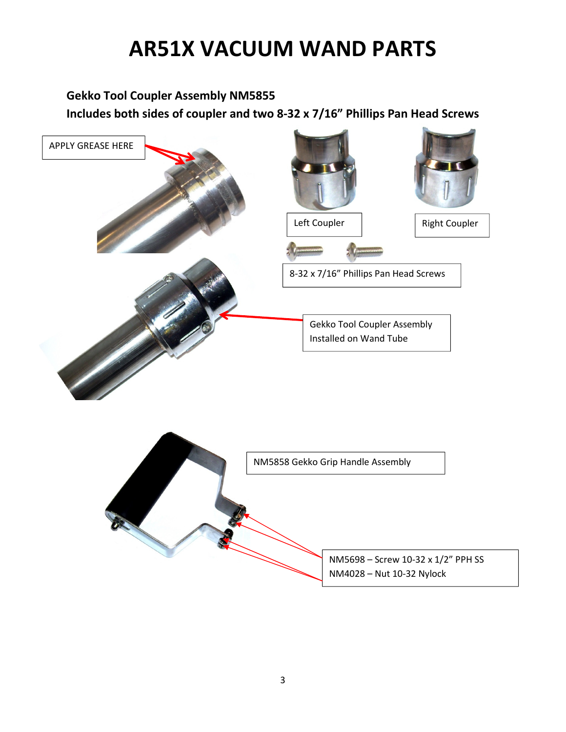# AR51X VACUUM WAND PARTS

**Gekko Tool Coupler Assembly NM5855**

**Includes both sides of coupler and two 8-32 x 7/16" Phillips Pan Head Screws**

APPLY GREASE HERE

Left Coupler

Right Coupler

8-32 x 7/16" Phillips Pan Head Screws

Gekko Tool Coupler Assembly Installed on Wand Tube

NM5858 Gekko Grip Handle Assembly

NM5698 – Screw 10-32 x 1/2" PPH SS
NM4028 – Nut 10-32 Nylock